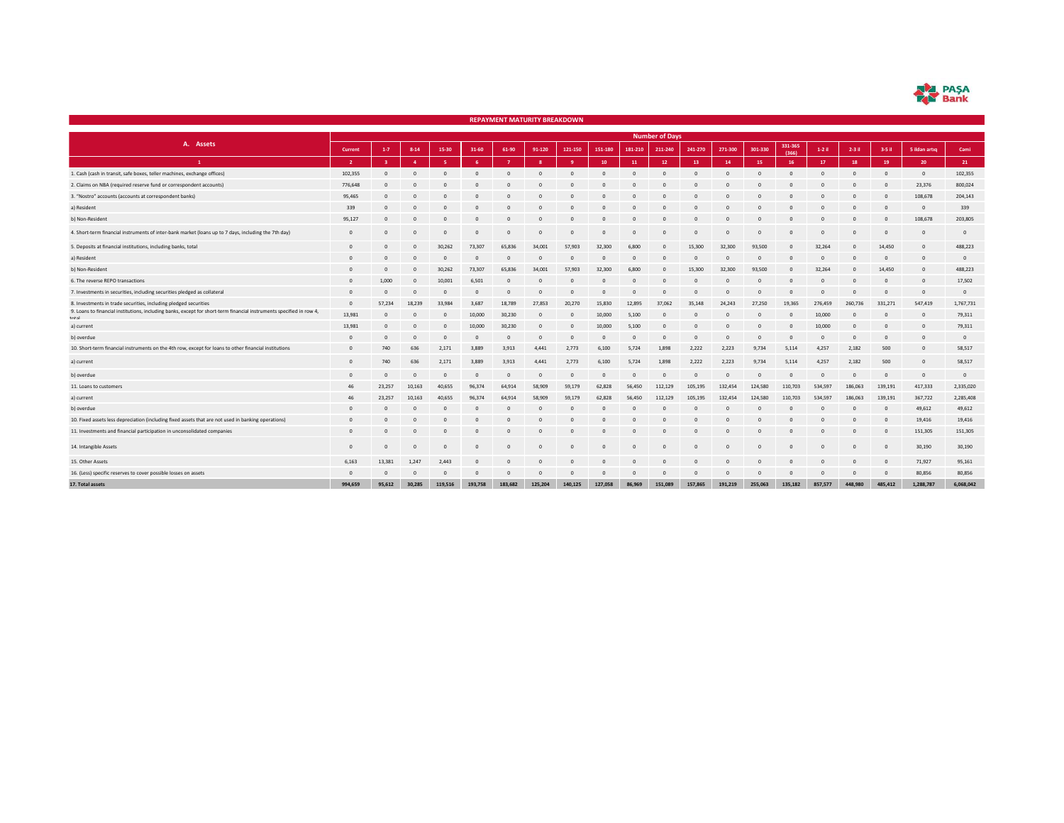## REPAYMENT MATURITY BREAKDOWN

| A. Assets | Number of Days | | | | | | | | | | | | | | | | | | | |
|---|---|---|---|---|---|---|---|---|---|---|---|---|---|---|---|---|---|---|---|---|
| | Current | 1-7 | 8-14 | 15-30 | 31-60 | 61-90 | 91-120 | 121-150 | 151-180 | 181-210 | 211-240 | 241-270 | 271-300 | 301-330 | 331-365 (366) | 1-2 il | 2-3 il | 3-5 il | 5 ildən artıq | Cəmi |
| 1 | 2 | 3 | 4 | 5 | 6 | 7 | 8 | 9 | 10 | 11 | 12 | 13 | 14 | 15 | 16 | 17 | 18 | 19 | 20 | 21 |
| 1. Cash (cash in transit, safe boxes, teller machines, exchange offices) | 102,355 | 0 | 0 | 0 | 0 | 0 | 0 | 0 | 0 | 0 | 0 | 0 | 0 | 0 | 0 | 0 | 0 | 0 | 0 | 102,355 |
| 2. Claims on NBA (required reserve fund or correspondent accounts) | 776,648 | 0 | 0 | 0 | 0 | 0 | 0 | 0 | 0 | 0 | 0 | 0 | 0 | 0 | 0 | 0 | 0 | 0 | 23,376 | 800,024 |
| 3. "Nostro" accounts (accounts at correspondent banks) | 95,465 | 0 | 0 | 0 | 0 | 0 | 0 | 0 | 0 | 0 | 0 | 0 | 0 | 0 | 0 | 0 | 0 | 0 | 108,678 | 204,143 |
| a) Resident | 339 | 0 | 0 | 0 | 0 | 0 | 0 | 0 | 0 | 0 | 0 | 0 | 0 | 0 | 0 | 0 | 0 | 0 | 0 | 339 |
| b) Non-Resident | 95,127 | 0 | 0 | 0 | 0 | 0 | 0 | 0 | 0 | 0 | 0 | 0 | 0 | 0 | 0 | 0 | 0 | 0 | 108,678 | 203,805 |
| 4. Short-term financial instruments of inter-bank market (loans up to 7 days, including the 7th day) | 0 | 0 | 0 | 0 | 0 | 0 | 0 | 0 | 0 | 0 | 0 | 0 | 0 | 0 | 0 | 0 | 0 | 0 | 0 | 0 |
| 5. Deposits at financial institutions, including banks, total | 0 | 0 | 0 | 30,262 | 73,307 | 65,836 | 34,001 | 57,903 | 32,300 | 6,800 | 0 | 15,300 | 32,300 | 93,500 | 0 | 32,264 | 0 | 14,450 | 0 | 488,223 |
| a) Resident | 0 | 0 | 0 | 0 | 0 | 0 | 0 | 0 | 0 | 0 | 0 | 0 | 0 | 0 | 0 | 0 | 0 | 0 | 0 | 0 |
| b) Non-Resident | 0 | 0 | 0 | 30,262 | 73,307 | 65,836 | 34,001 | 57,903 | 32,300 | 6,800 | 0 | 15,300 | 32,300 | 93,500 | 0 | 32,264 | 0 | 14,450 | 0 | 488,223 |
| 6. The reverse REPO transactions | 0 | 1,000 | 0 | 10,001 | 6,501 | 0 | 0 | 0 | 0 | 0 | 0 | 0 | 0 | 0 | 0 | 0 | 0 | 0 | 0 | 17,502 |
| 7. Investments in securities, including securities pledged as collateral | 0 | 0 | 0 | 0 | 0 | 0 | 0 | 0 | 0 | 0 | 0 | 0 | 0 | 0 | 0 | 0 | 0 | 0 | 0 | 0 |
| 8. Investments in trade securities, including pledged securities | 0 | 57,234 | 18,239 | 33,984 | 3,687 | 18,789 | 27,853 | 20,270 | 15,830 | 12,895 | 37,062 | 35,148 | 24,243 | 27,250 | 19,365 | 276,459 | 260,736 | 331,271 | 547,419 | 1,767,731 |
| 9. Loans to financial institutions, including banks, except for short-term financial instruments specified in row 4, total | 13,981 | 0 | 0 | 0 | 10,000 | 30,230 | 0 | 0 | 10,000 | 5,100 | 0 | 0 | 0 | 0 | 0 | 10,000 | 0 | 0 | 0 | 79,311 |
| a) current | 13,981 | 0 | 0 | 0 | 10,000 | 30,230 | 0 | 0 | 10,000 | 5,100 | 0 | 0 | 0 | 0 | 0 | 10,000 | 0 | 0 | 0 | 79,311 |
| b) overdue | 0 | 0 | 0 | 0 | 0 | 0 | 0 | 0 | 0 | 0 | 0 | 0 | 0 | 0 | 0 | 0 | 0 | 0 | 0 | 0 |
| 10. Short-term financial instruments on the 4th row, except for loans to other financial institutions | 0 | 740 | 636 | 2,171 | 3,889 | 3,913 | 4,441 | 2,773 | 6,100 | 5,724 | 1,898 | 2,222 | 2,223 | 9,734 | 5,114 | 4,257 | 2,182 | 500 | 0 | 58,517 |
| a) current | 0 | 740 | 636 | 2,171 | 3,889 | 3,913 | 4,441 | 2,773 | 6,100 | 5,724 | 1,898 | 2,222 | 2,223 | 9,734 | 5,114 | 4,257 | 2,182 | 500 | 0 | 58,517 |
| b) overdue | 0 | 0 | 0 | 0 | 0 | 0 | 0 | 0 | 0 | 0 | 0 | 0 | 0 | 0 | 0 | 0 | 0 | 0 | 0 | 0 |
| 11. Loans to customers | 46 | 23,257 | 10,163 | 40,655 | 96,374 | 64,914 | 58,909 | 59,179 | 62,828 | 56,450 | 112,129 | 105,195 | 132,454 | 124,580 | 110,703 | 534,597 | 186,063 | 139,191 | 417,333 | 2,335,020 |
| a) current | 46 | 23,257 | 10,163 | 40,655 | 96,374 | 64,914 | 58,909 | 59,179 | 62,828 | 56,450 | 112,129 | 105,195 | 132,454 | 124,580 | 110,703 | 534,597 | 186,063 | 139,191 | 367,722 | 2,285,408 |
| b) overdue | 0 | 0 | 0 | 0 | 0 | 0 | 0 | 0 | 0 | 0 | 0 | 0 | 0 | 0 | 0 | 0 | 0 | 0 | 49,612 | 49,612 |
| 10. Fixed assets less depreciation (including fixed assets that are not used in banking operations) | 0 | 0 | 0 | 0 | 0 | 0 | 0 | 0 | 0 | 0 | 0 | 0 | 0 | 0 | 0 | 0 | 0 | 0 | 19,416 | 19,416 |
| 11. Investments and financial participation in unconsolidated companies | 0 | 0 | 0 | 0 | 0 | 0 | 0 | 0 | 0 | 0 | 0 | 0 | 0 | 0 | 0 | 0 | 0 | 0 | 151,305 | 151,305 |
| 14. Intangible Assets | 0 | 0 | 0 | 0 | 0 | 0 | 0 | 0 | 0 | 0 | 0 | 0 | 0 | 0 | 0 | 0 | 0 | 0 | 30,190 | 30,190 |
| 15. Other Assets | 6,163 | 13,381 | 1,247 | 2,443 | 0 | 0 | 0 | 0 | 0 | 0 | 0 | 0 | 0 | 0 | 0 | 0 | 0 | 0 | 71,927 | 95,161 |
| 16. (Less) specific reserves to cover possible losses on assets | 0 | 0 | 0 | 0 | 0 | 0 | 0 | 0 | 0 | 0 | 0 | 0 | 0 | 0 | 0 | 0 | 0 | 0 | 80,856 | 80,856 |
| **17. Total assets** | **994,659** | **95,612** | **30,285** | **119,516** | **193,758** | **183,682** | **125,204** | **140,125** | **127,058** | **86,969** | **151,089** | **157,865** | **191,219** | **255,063** | **135,182** | **857,577** | **448,980** | **485,412** | **1,288,787** | **6,068,042** |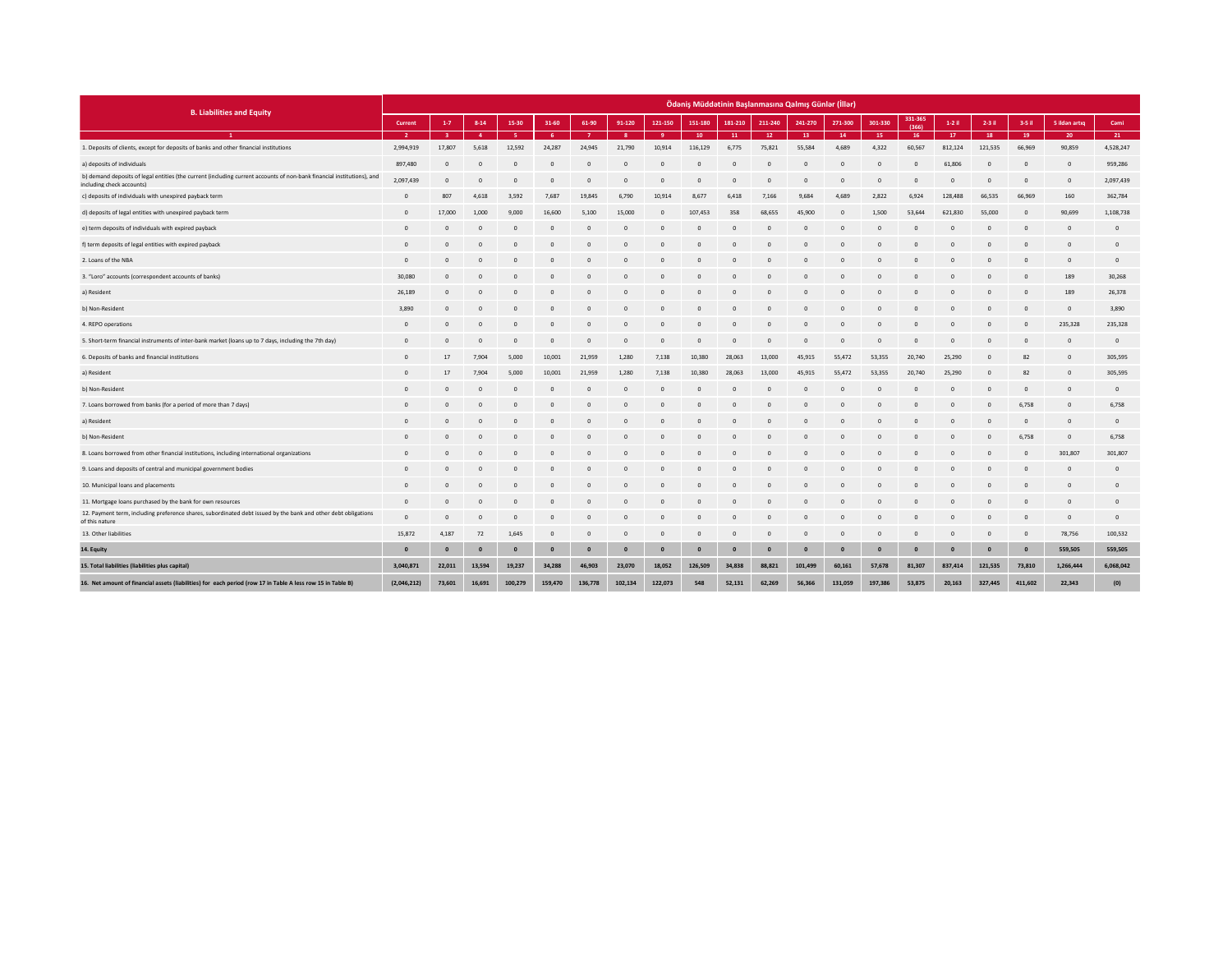| B. Liabilities and Equity | Ödəniş Müddətinin Başlanmasına Qalmış Günlər (İllər) | | | | | | | | | | | | | | | | | | | |
|---|---|---|---|---|---|---|---|---|---|---|---|---|---|---|---|---|---|---|---|---|
| | Current | 1-7 | 8-14 | 15-30 | 31-60 | 61-90 | 91-120 | 121-150 | 151-180 | 181-210 | 211-240 | 241-270 | 271-300 | 301-330 | 331-365 (366) | 1-2 il | 2-3 il | 3-5 il | 5 ildən artıq | Cəmi |
| 1 | 2 | 3 | 4 | 5 | 6 | 7 | 8 | 9 | 10 | 11 | 12 | 13 | 14 | 15 | 16 | 17 | 18 | 19 | 20 | 21 |
| 1. Deposits of clients, except for deposits of banks and other financial institutions | 2,994,919 | 17,807 | 5,618 | 12,592 | 24,287 | 24,945 | 21,790 | 10,914 | 116,129 | 6,775 | 75,821 | 55,584 | 4,689 | 4,322 | 60,567 | 812,124 | 121,535 | 66,969 | 90,859 | 4,528,247 |
| a) deposits of individuals | 897,480 | 0 | 0 | 0 | 0 | 0 | 0 | 0 | 0 | 0 | 0 | 0 | 0 | 0 | 0 | 61,806 | 0 | 0 | 0 | 959,286 |
| b) demand deposits of legal entities (the current (including current accounts of non-bank financial institutions), and including check accounts) | 2,097,439 | 0 | 0 | 0 | 0 | 0 | 0 | 0 | 0 | 0 | 0 | 0 | 0 | 0 | 0 | 0 | 0 | 0 | 0 | 2,097,439 |
| c) deposits of individuals with unexpired payback term | 0 | 807 | 4,618 | 3,592 | 7,687 | 19,845 | 6,790 | 10,914 | 8,677 | 6,418 | 7,166 | 9,684 | 4,689 | 2,822 | 6,924 | 128,488 | 66,535 | 66,969 | 160 | 362,784 |
| d) deposits of legal entities with unexpired payback term | 0 | 17,000 | 1,000 | 9,000 | 16,600 | 5,100 | 15,000 | 0 | 107,453 | 358 | 68,655 | 45,900 | 0 | 1,500 | 53,644 | 621,830 | 55,000 | 0 | 90,699 | 1,108,738 |
| e) term deposits of individuals with expired payback | 0 | 0 | 0 | 0 | 0 | 0 | 0 | 0 | 0 | 0 | 0 | 0 | 0 | 0 | 0 | 0 | 0 | 0 | 0 | 0 |
| f) term deposits of legal entities with expired payback | 0 | 0 | 0 | 0 | 0 | 0 | 0 | 0 | 0 | 0 | 0 | 0 | 0 | 0 | 0 | 0 | 0 | 0 | 0 | 0 |
| 2. Loans of the NBA | 0 | 0 | 0 | 0 | 0 | 0 | 0 | 0 | 0 | 0 | 0 | 0 | 0 | 0 | 0 | 0 | 0 | 0 | 0 | 0 |
| 3. "Loro" accounts (correspondent accounts of banks) | 30,080 | 0 | 0 | 0 | 0 | 0 | 0 | 0 | 0 | 0 | 0 | 0 | 0 | 0 | 0 | 0 | 0 | 0 | 189 | 30,268 |
| a) Resident | 26,189 | 0 | 0 | 0 | 0 | 0 | 0 | 0 | 0 | 0 | 0 | 0 | 0 | 0 | 0 | 0 | 0 | 0 | 189 | 26,378 |
| b) Non-Resident | 3,890 | 0 | 0 | 0 | 0 | 0 | 0 | 0 | 0 | 0 | 0 | 0 | 0 | 0 | 0 | 0 | 0 | 0 | 0 | 3,890 |
| 4. REPO operations | 0 | 0 | 0 | 0 | 0 | 0 | 0 | 0 | 0 | 0 | 0 | 0 | 0 | 0 | 0 | 0 | 0 | 0 | 235,328 | 235,328 |
| 5. Short-term financial instruments of inter-bank market (loans up to 7 days, including the 7th day) | 0 | 0 | 0 | 0 | 0 | 0 | 0 | 0 | 0 | 0 | 0 | 0 | 0 | 0 | 0 | 0 | 0 | 0 | 0 | 0 |
| 6. Deposits of banks and financial institutions | 0 | 17 | 7,904 | 5,000 | 10,001 | 21,959 | 1,280 | 7,138 | 10,380 | 28,063 | 13,000 | 45,915 | 55,472 | 53,355 | 20,740 | 25,290 | 0 | 82 | 0 | 305,595 |
| a) Resident | 0 | 17 | 7,904 | 5,000 | 10,001 | 21,959 | 1,280 | 7,138 | 10,380 | 28,063 | 13,000 | 45,915 | 55,472 | 53,355 | 20,740 | 25,290 | 0 | 82 | 0 | 305,595 |
| b) Non-Resident | 0 | 0 | 0 | 0 | 0 | 0 | 0 | 0 | 0 | 0 | 0 | 0 | 0 | 0 | 0 | 0 | 0 | 0 | 0 | 0 |
| 7. Loans borrowed from banks (for a period of more than 7 days) | 0 | 0 | 0 | 0 | 0 | 0 | 0 | 0 | 0 | 0 | 0 | 0 | 0 | 0 | 0 | 0 | 0 | 6,758 | 0 | 6,758 |
| a) Resident | 0 | 0 | 0 | 0 | 0 | 0 | 0 | 0 | 0 | 0 | 0 | 0 | 0 | 0 | 0 | 0 | 0 | 0 | 0 | 0 |
| b) Non-Resident | 0 | 0 | 0 | 0 | 0 | 0 | 0 | 0 | 0 | 0 | 0 | 0 | 0 | 0 | 0 | 0 | 0 | 6,758 | 0 | 6,758 |
| 8. Loans borrowed from other financial institutions, including international organizations | 0 | 0 | 0 | 0 | 0 | 0 | 0 | 0 | 0 | 0 | 0 | 0 | 0 | 0 | 0 | 0 | 0 | 0 | 301,807 | 301,807 |
| 9. Loans and deposits of central and municipal government bodies | 0 | 0 | 0 | 0 | 0 | 0 | 0 | 0 | 0 | 0 | 0 | 0 | 0 | 0 | 0 | 0 | 0 | 0 | 0 | 0 |
| 10. Municipal loans and placements | 0 | 0 | 0 | 0 | 0 | 0 | 0 | 0 | 0 | 0 | 0 | 0 | 0 | 0 | 0 | 0 | 0 | 0 | 0 | 0 |
| 11. Mortgage loans purchased by the bank for own resources | 0 | 0 | 0 | 0 | 0 | 0 | 0 | 0 | 0 | 0 | 0 | 0 | 0 | 0 | 0 | 0 | 0 | 0 | 0 | 0 |
| 12. Payment term, including preference shares, subordinated debt issued by the bank and other debt obligations of this nature | 0 | 0 | 0 | 0 | 0 | 0 | 0 | 0 | 0 | 0 | 0 | 0 | 0 | 0 | 0 | 0 | 0 | 0 | 0 | 0 |
| 13. Other liabilities | 15,872 | 4,187 | 72 | 1,645 | 0 | 0 | 0 | 0 | 0 | 0 | 0 | 0 | 0 | 0 | 0 | 0 | 0 | 0 | 78,756 | 100,532 |
| **14. Equity** | **0** | **0** | **0** | **0** | **0** | **0** | **0** | **0** | **0** | **0** | **0** | **0** | **0** | **0** | **0** | **0** | **0** | **0** | **559,505** | **559,505** |
| **15. Total liabilities (liabilities plus capital)** | **3,040,871** | **22,011** | **13,594** | **19,237** | **34,288** | **46,903** | **23,070** | **18,052** | **126,509** | **34,838** | **88,821** | **101,499** | **60,161** | **57,678** | **81,307** | **837,414** | **121,535** | **73,810** | **1,266,444** | **6,068,042** |
| **16. Net amount of financial assets (liabilities) for each period (row 17 in Table A less row 15 in Table B)** | **(2,046,212)** | **73,601** | **16,691** | **100,279** | **159,470** | **136,778** | **102,134** | **122,073** | **548** | **52,131** | **62,269** | **56,366** | **131,059** | **197,386** | **53,875** | **20,163** | **327,445** | **411,602** | **22,343** | **(0)** |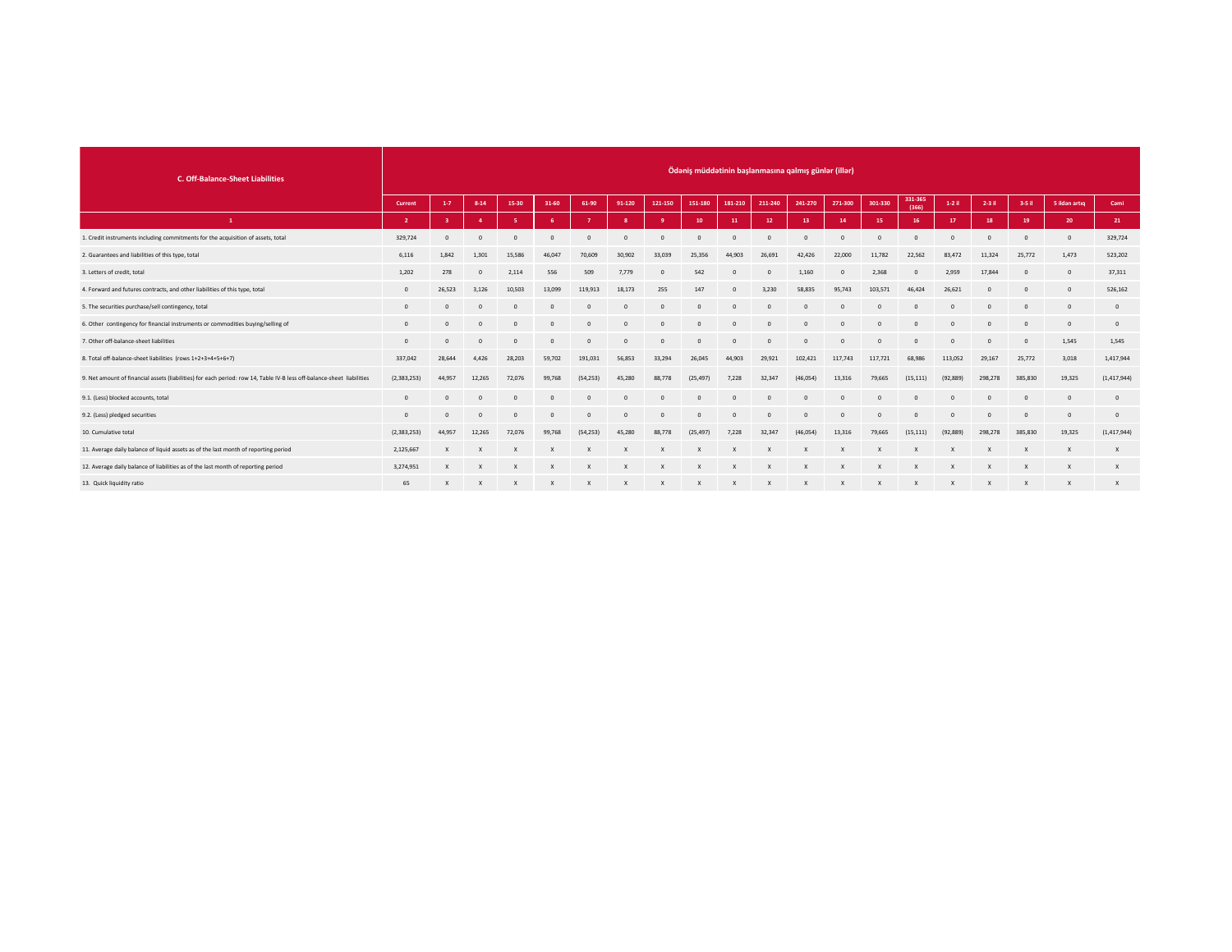| C. Off-Balance-Sheet Liabilities | Ödəniş müddətinin başlanmasına qalmış günlər (illər) | | | | | | | | | | | | | | | | | | | |
|---|---|---|---|---|---|---|---|---|---|---|---|---|---|---|---|---|---|---|---|---|
| | Current | 1-7 | 8-14 | 15-30 | 31-60 | 61-90 | 91-120 | 121-150 | 151-180 | 181-210 | 211-240 | 241-270 | 271-300 | 301-330 | 331-365 (366) | 1-2 il | 2-3 il | 3-5 il | 5 ildən artıq | Cəmi |
| 1 | 2 | 3 | 4 | 5 | 6 | 7 | 8 | 9 | 10 | 11 | 12 | 13 | 14 | 15 | 16 | 17 | 18 | 19 | 20 | 21 |
| 1. Credit instruments including commitments for the acquisition of assets, total | 329,724 | 0 | 0 | 0 | 0 | 0 | 0 | 0 | 0 | 0 | 0 | 0 | 0 | 0 | 0 | 0 | 0 | 0 | 0 | 329,724 |
| 2. Guarantees and liabilities of this type, total | 6,116 | 1,842 | 1,301 | 15,586 | 46,047 | 70,609 | 30,902 | 33,039 | 25,356 | 44,903 | 26,691 | 42,426 | 22,000 | 11,782 | 22,562 | 83,472 | 11,324 | 25,772 | 1,473 | 523,202 |
| 3. Letters of credit, total | 1,202 | 278 | 0 | 2,114 | 556 | 509 | 7,779 | 0 | 542 | 0 | 0 | 1,160 | 0 | 2,368 | 0 | 2,959 | 17,844 | 0 | 0 | 37,311 |
| 4. Forward and futures contracts, and other liabilities of this type, total | 0 | 26,523 | 3,126 | 10,503 | 13,099 | 119,913 | 18,173 | 255 | 147 | 0 | 3,230 | 58,835 | 95,743 | 103,571 | 46,424 | 26,621 | 0 | 0 | 0 | 526,162 |
| 5. The securities purchase/sell contingency, total | 0 | 0 | 0 | 0 | 0 | 0 | 0 | 0 | 0 | 0 | 0 | 0 | 0 | 0 | 0 | 0 | 0 | 0 | 0 | 0 |
| 6. Other contingency for financial instruments or commodities buying/selling of | 0 | 0 | 0 | 0 | 0 | 0 | 0 | 0 | 0 | 0 | 0 | 0 | 0 | 0 | 0 | 0 | 0 | 0 | 0 | 0 |
| 7. Other off-balance-sheet liabilities | 0 | 0 | 0 | 0 | 0 | 0 | 0 | 0 | 0 | 0 | 0 | 0 | 0 | 0 | 0 | 0 | 0 | 0 | 1,545 | 1,545 |
| 8. Total off-balance-sheet liabilities (rows 1+2+3+4+5+6+7) | 337,042 | 28,644 | 4,426 | 28,203 | 59,702 | 191,031 | 56,853 | 33,294 | 26,045 | 44,903 | 29,921 | 102,421 | 117,743 | 117,721 | 68,986 | 113,052 | 29,167 | 25,772 | 3,018 | 1,417,944 |
| 9. Net amount of financial assets (liabilities) for each period: row 14, Table IV-B less off-balance-sheet liabilities | (2,383,253) | 44,957 | 12,265 | 72,076 | 99,768 | (54,253) | 45,280 | 88,778 | (25,497) | 7,228 | 32,347 | (46,054) | 13,316 | 79,665 | (15,111) | (92,889) | 298,278 | 385,830 | 19,325 | (1,417,944) |
| 9.1. (Less) blocked accounts, total | 0 | 0 | 0 | 0 | 0 | 0 | 0 | 0 | 0 | 0 | 0 | 0 | 0 | 0 | 0 | 0 | 0 | 0 | 0 | 0 |
| 9.2. (Less) pledged securities | 0 | 0 | 0 | 0 | 0 | 0 | 0 | 0 | 0 | 0 | 0 | 0 | 0 | 0 | 0 | 0 | 0 | 0 | 0 | 0 |
| 10. Cumulative total | (2,383,253) | 44,957 | 12,265 | 72,076 | 99,768 | (54,253) | 45,280 | 88,778 | (25,497) | 7,228 | 32,347 | (46,054) | 13,316 | 79,665 | (15,111) | (92,889) | 298,278 | 385,830 | 19,325 | (1,417,944) |
| 11. Average daily balance of liquid assets as of the last month of reporting period | 2,125,667 | X | X | X | X | X | X | X | X | X | X | X | X | X | X | X | X | X | X | X |
| 12. Average daily balance of liabilities as of the last month of reporting period | 3,274,951 | X | X | X | X | X | X | X | X | X | X | X | X | X | X | X | X | X | X | X |
| 13. Quick liquidity ratio | 65 | X | X | X | X | X | X | X | X | X | X | X | X | X | X | X | X | X | X | X |